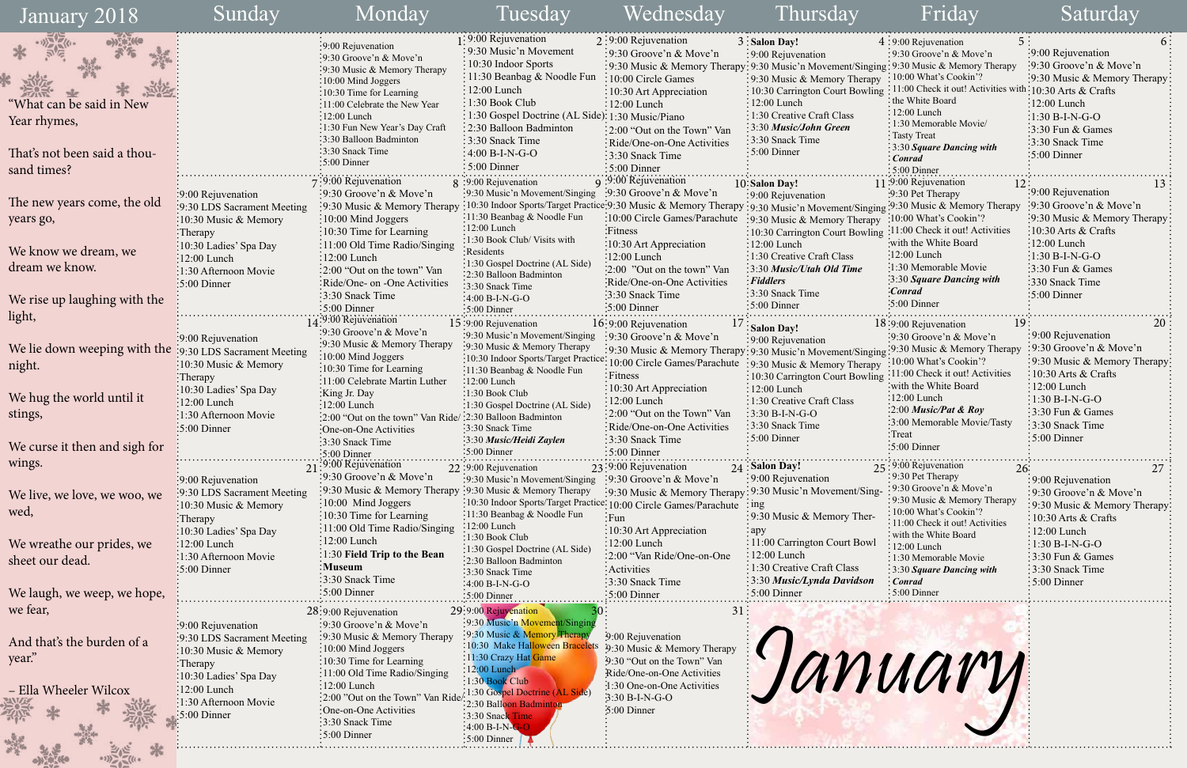# January 2018

"What can be said in New Year rhymes,

That's not been said a thousand times?

The new years come, the old years go,

We know we dream, we dream we know.

We rise up laughing with the light,

We lie down weeping with the night.

We hug the world until it stings,

We curse it then and sigh for wings.

We live, we love, we woo, we wed,

We wreathe our prides, we sheet our dead.

We laugh, we weep, we hope, we fear,

And that's the burden of a year."

– Ella Wheeler Wilcox

| Sunday | Monday | Tuesday | Wednesday | Thursday | Friday | Saturday |
|---|---|---|---|---|---|---|
| | **1** 9:00 Rejuvenation<br>9:30 Groove'n & Move'n<br>9:30 Music & Memory Therapy<br>10:00 Mind Joggers<br>10:30 Time for Learning<br>11:00 Celebrate the New Year<br>12:00 Lunch<br>1:30 Fun New Year's Day Craft<br>3:30 Balloon Badminton<br>3:30 Snack Time<br>5:00 Dinner | **2** 9:00 Rejuvenation<br>9:30 Music'n Movement<br>10:30 Indoor Sports<br>11:30 Beanbag & Noodle Fun<br>12:00 Lunch<br>1:30 Book Club<br>1:30 Gospel Doctrine (AL Side)<br>2:30 Balloon Badminton<br>3:30 Snack Time<br>4:00 B-I-N-G-O<br>5:00 Dinner | **3** 9:00 Rejuvenation<br>9:30 Groove'n & Move'n<br>9:30 Music & Memory Therapy<br>10:00 Circle Games<br>10:30 Art Appreciation<br>12:00 Lunch<br>1:30 Music/Piano<br>2:00 "Out on the Town" Van Ride/One-on-One Activities<br>3:30 Snack Time<br>5:00 Dinner | **4** **Salon Day!**<br>9:00 Rejuvenation<br>9:30 Music'n Movement/Singing<br>9:30 Music & Memory Therapy<br>10:30 Carrington Court Bowling<br>12:00 Lunch<br>1:30 Creative Craft Class<br>3:30 ***Music/John Green***<br>3:30 Snack Time<br>5:00 Dinner | **5** 9:00 Rejuvenation<br>9:30 Groove'n & Move'n<br>9:30 Music & Memory Therapy<br>10:00 What's Cookin'?<br>11:00 Check it out! Activities with the White Board<br>12:00 Lunch<br>1:30 Memorable Movie/ Tasty Treat<br>3:30 ***Square Dancing with Conrad***<br>5:00 Dinner | **6** 9:00 Rejuvenation<br>9:30 Groove'n & Move'n<br>9:30 Music & Memory Therapy<br>10:30 Arts & Crafts<br>12:00 Lunch<br>1:30 B-I-N-G-O<br>3:30 Fun & Games<br>3:30 Snack Time<br>5:00 Dinner |
| **7** 9:00 Rejuvenation<br>9:30 LDS Sacrament Meeting<br>10:30 Music & Memory Therapy<br>10:30 Ladies' Spa Day<br>12:00 Lunch<br>1:30 Afternoon Movie<br>5:00 Dinner | **8** 9:00 Rejuvenation<br>9:30 Groove'n & Move'n<br>9:30 Music & Memory Therapy<br>10:00 Mind Joggers<br>10:30 Time for Learning<br>11:00 Old Time Radio/Singing<br>12:00 Lunch<br>2:00 "Out on the town" Van Ride/One- on -One Activities<br>3:30 Snack Time<br>5:00 Dinner | **9** 9:00 Rejuvenation<br>9:30 Music'n Movement/Singing<br>10:30 Indoor Sports/Target Practice<br>11:30 Beanbag & Noodle Fun<br>12:00 Lunch<br>1:30 Book Club/ Visits with Residents<br>1:30 Gospel Doctrine (AL Side)<br>2:30 Balloon Badminton<br>3:30 Snack Time<br>4:00 B-I-N-G-O<br>5:00 Dinner | **10** 9:00 Rejuvenation<br>9:30 Groove'n & Move'n<br>9:30 Music & Memory Therapy<br>10:00 Circle Games/Parachute Fitness<br>10:30 Art Appreciation<br>12:00 Lunch<br>2:00 "Out on the town" Van Ride/One-on-One Activities<br>3:30 Snack Time<br>5:00 Dinner | **11** **Salon Day!**<br>9:00 Rejuvenation<br>9:30 Music'n Movement/Singing<br>9:30 Music & Memory Therapy<br>10:30 Carrington Court Bowling<br>12:00 Lunch<br>1:30 Creative Craft Class<br>3:30 ***Music/Utah Old Time Fiddlers***<br>3:30 Snack Time<br>5:00 Dinner | **12** 9:00 Rejuvenation<br>9:30 Pet Therapy<br>9:30 Music & Memory Therapy<br>10:00 What's Cookin'?<br>11:00 Check it out! Activities with the White Board<br>12:00 Lunch<br>1:30 Memorable Movie<br>3:30 ***Square Dancing with Conrad***<br>5:00 Dinner | **13** 9:00 Rejuvenation<br>9:30 Groove'n & Move'n<br>9:30 Music & Memory Therapy<br>10:30 Arts & Crafts<br>12:00 Lunch<br>1:30 B-I-N-G-O<br>3:30 Fun & Games<br>330 Snack Time<br>5:00 Dinner |
| **14** 9:00 Rejuvenation<br>9:30 LDS Sacrament Meeting<br>10:30 Music & Memory Therapy<br>10:30 Ladies' Spa Day<br>12:00 Lunch<br>1:30 Afternoon Movie<br>5:00 Dinner | **15** 9:00 Rejuvenation<br>9:30 Groove'n & Move'n<br>9:30 Music & Memory Therapy<br>10:00 Mind Joggers<br>10:30 Time for Learning<br>11:00 Celebrate Martin Luther King Jr. Day<br>12:00 Lunch<br>2:00 "Out on the town" Van Ride/ One-on-One Activities<br>3:30 Snack Time<br>5:00 Dinner | **16** 9:00 Rejuvenation<br>9:30 Music'n Movement/Singing<br>9:30 Music & Memory Therapy<br>10:30 Indoor Sports/Target Practice<br>11:30 Beanbag & Noodle Fun<br>12:00 Lunch<br>1:30 Book Club<br>1:30 Gospel Doctrine (AL Side)<br>2:30 Balloon Badminton<br>3:30 Snack Time<br>3:30 ***Music/Heidi Zaylen***<br>5:00 Dinner | **17** 9:00 Rejuvenation<br>9:30 Groove'n & Move'n<br>9:30 Music & Memory Therapy<br>10:00 Circle Games/Parachute Fitness<br>10:30 Art Appreciation<br>12:00 Lunch<br>2:00 "Out on the Town" Van Ride/One-on-One Activities<br>3:30 Snack Time<br>5:00 Dinner | **18** **Salon Day!**<br>9:00 Rejuvenation<br>9:30 Music'n Movement/Singing<br>9:30 Music & Memory Therapy<br>10:30 Carrington Court Bowling<br>12:00 Lunch<br>1:30 Creative Craft Class<br>3:30 B-I-N-G-O<br>3:30 Snack Time<br>5:00 Dinner | **19** 9:00 Rejuvenation<br>9:30 Groove'n & Move'n<br>9:30 Music & Memory Therapy<br>10:00 What's Cookin'?<br>11:00 Check it out! Activities with the White Board<br>12:00 Lunch<br>2:00 ***Music/Pat & Roy***<br>3:00 Memorable Movie/Tasty Treat<br>5:00 Dinner | **20** 9:00 Rejuvenation<br>9:30 Groove'n & Move'n<br>9:30 Music & Memory Therapy<br>10:30 Arts & Crafts<br>12:00 Lunch<br>1:30 B-I-N-G-O<br>3:30 Fun & Games<br>3:30 Snack Time<br>5:00 Dinner |
| **21** 9:00 Rejuvenation<br>9:30 LDS Sacrament Meeting<br>10:30 Music & Memory Therapy<br>10:30 Ladies' Spa Day<br>12:00 Lunch<br>1:30 Afternoon Movie<br>5:00 Dinner | **22** 9:00 Rejuvenation<br>9:30 Groove'n & Move'n<br>9:30 Music & Memory Therapy<br>10:00 Mind Joggers<br>10:30 Time for Learning<br>11:00 Old Time Radio/Singing<br>12:00 Lunch<br>1:30 **Field Trip to the Bean Museum**<br>3:30 Snack Time<br>5:00 Dinner | **23** 9:00 Rejuvenation<br>9:30 Music'n Movement/Singing<br>9:30 Music & Memory Therapy<br>10:30 Indoor Sports/Target Practice<br>11:30 Beanbag & Noodle Fun<br>12:00 Lunch<br>1:30 Book Club<br>1:30 Gospel Doctrine (AL Side)<br>2:30 Balloon Badminton<br>3:30 Snack Time<br>4:00 B-I-N-G-O<br>5:00 Dinner | **24** 9:00 Rejuvenation<br>9:30 Groove'n & Move'n<br>9:30 Music & Memory Therapy<br>10:00 Circle Games/Parachute Fun<br>10:30 Art Appreciation<br>12:00 Lunch<br>2:00 "Van Ride/One-on-One Activities<br>3:30 Snack Time<br>5:00 Dinner | **25** **Salon Day!**<br>9:00 Rejuvenation<br>9:30 Music'n Movement/Singing<br>9:30 Music & Memory Therapy<br>11:00 Carrington Court Bowl<br>12:00 Lunch<br>1:30 Creative Craft Class<br>3:30 ***Music/Lynda Davidson***<br>5:00 Dinner | **26** 9:00 Rejuvenation<br>9:30 Pet Therapy<br>9:30 Groove'n & Move'n<br>9:30 Music & Memory Therapy<br>10:00 What's Cookin'?<br>11:00 Check it out! Activities with the White Board<br>12:00 Lunch<br>1:30 Memorable Movie<br>3:30 ***Square Dancing with Conrad***<br>5:00 Dinner | **27** 9:00 Rejuvenation<br>9:30 Groove'n & Move'n<br>9:30 Music & Memory Therapy<br>10:30 Arts & Crafts<br>12:00 Lunch<br>1:30 B-I-N-G-O<br>3:30 Fun & Games<br>3:30 Snack Time<br>5:00 Dinner |
| **28** 9:00 Rejuvenation<br>9:30 LDS Sacrament Meeting<br>10:30 Music & Memory Therapy<br>10:30 Ladies' Spa Day<br>12:00 Lunch<br>1:30 Afternoon Movie<br>5:00 Dinner | **29** 9:00 Rejuvenation<br>9:30 Groove'n & Move'n<br>9:30 Music & Memory Therapy<br>10:00 Mind Joggers<br>10:30 Time for Learning<br>11:00 Old Time Radio/Singing<br>12:00 Lunch<br>2:00 "Out on the Town" Van Ride/ One-on-One Activities<br>3:30 Snack Time<br>5:00 Dinner | **30** 9:00 Rejuvenation<br>9:30 Music'n Movement/Singing<br>9:30 Music & Memory Therapy<br>10:30 Make Halloween Bracelets<br>11:30 Crazy Hat Game<br>12:00 Lunch<br>1:30 Book Club<br>1:30 Gospel Doctrine (AL Side)<br>2:30 Balloon Badminton<br>3:30 Snack Time<br>4:00 B-I-N-G-O<br>5:00 Dinner | **31** 9:00 Rejuvenation<br>9:30 Music & Memory Therapy<br>9:30 "Out on the Town" Van Ride/One-on-One Activities<br>1:30 One-on-One Activities<br>3:30 B-I-N-G-O<br>5:00 Dinner | January | | |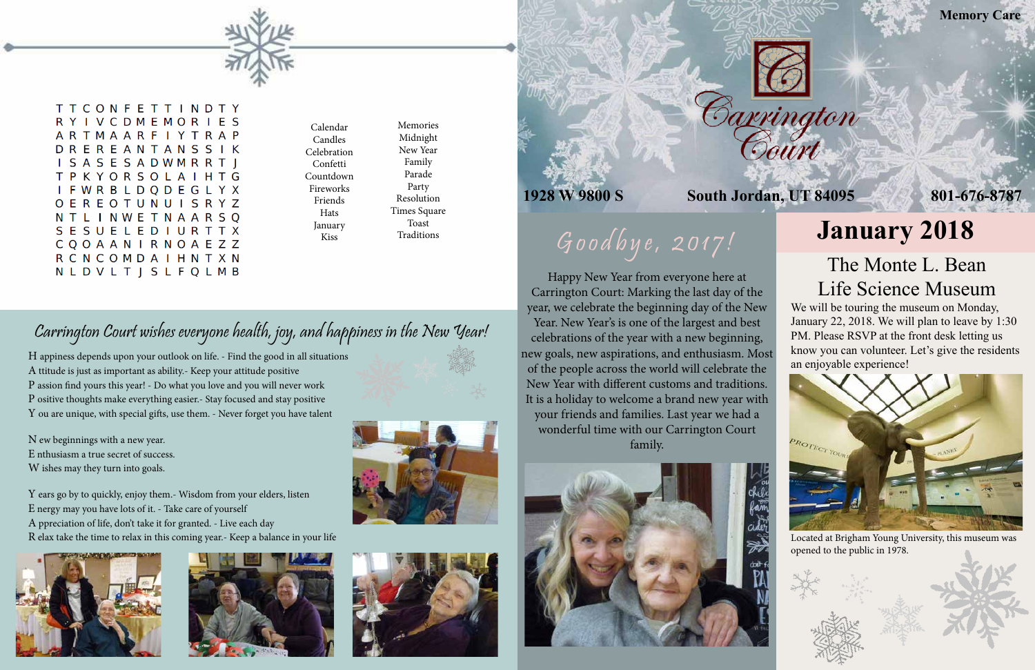```
T T C O N F E T T I N D T Y
R Y I V C D M E M O R I E S
A R T M A A R F I Y T R A P
D R E R E A N T A N S S I K
I S A S E S A D W M R R T J
T P K Y O R S O L A I H T G
I F W R B L D Q D E G L Y X
O E R E O T U N U I S R Y Z
N T L I N W E T N A A R S Q
S E S U E L E D I U R T T X
C Q O A A N I R N O A E Z Z
R C N C O M D A I H N T X N
N L D V L T J S L F Q L M B
```

- Calendar
- Candles
- Celebration
- Confetti
- Countdown
- Fireworks
- Friends
- Hats
- January
- Kiss
- Memories
- Midnight
- New Year
- Family
- Parade
- Party
- Resolution
- Times Square
- Toast
- Traditions

## *Carrington Court wishes everyone health, joy, and happiness in the New Year!*

**H** appiness depends upon your outlook on life. - Find the good in all situations
**A** ttitude is just as important as ability.- Keep your attitude positive
**P** assion find yours this year! - Do what you love and you will never work
**P** ositive thoughts make everything easier.- Stay focused and stay positive
**Y** ou are unique, with special gifts, use them. - Never forget you have talent

**N** ew beginnings with a new year.
**E** nthusiasm a true secret of success.
**W** ishes may they turn into goals.

**Y** ears go by to quickly, enjoy them.- Wisdom from your elders, listen
**E** nergy may you have lots of it. - Take care of yourself
**A** ppreciation of life, don't take it for granted. - Live each day
**R** elax take the time to relax in this coming year.- Keep a balance in your life

Memory Care

# Carrington Court

1928 W 9800 S South Jordan, UT 84095 801-676-8787

## *Goodbye, 2017!*

Happy New Year from everyone here at Carrington Court: Marking the last day of the year, we celebrate the beginning day of the New Year. New Year's is one of the largest and best celebrations of the year with a new beginning, new goals, new aspirations, and enthusiasm. Most of the people across the world will celebrate the New Year with different customs and traditions. It is a holiday to welcome a brand new year with your friends and families. Last year we had a wonderful time with our Carrington Court family.

# January 2018

## The Monte L. Bean Life Science Museum

We will be touring the museum on Monday, January 22, 2018. We will plan to leave by 1:30 PM. Please RSVP at the front desk letting us know you can volunteer. Let's give the residents an enjoyable experience!

Located at Brigham Young University, this museum was opened to the public in 1978.